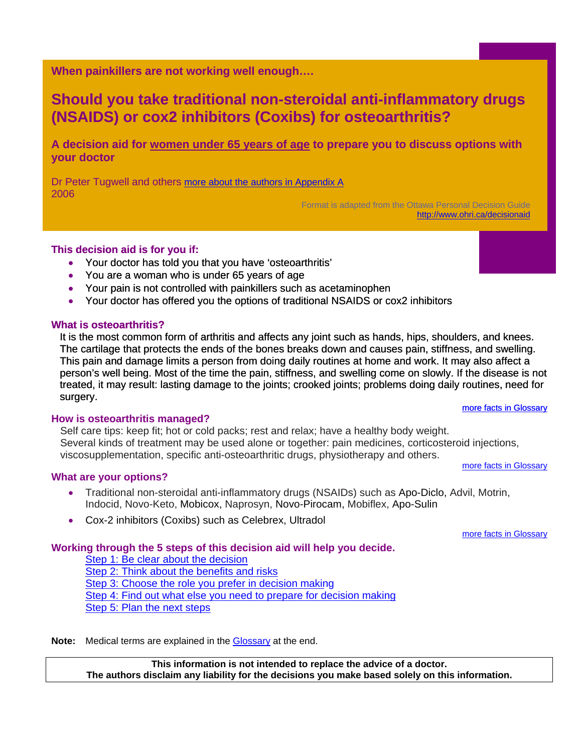**When painkillers are not working well enough….**

# Should you take traditional non-steroidal anti-inflammatory drugs (NSAIDS) or cox2 inhibitors (Coxibs) for osteoarthritis?

### A decision aid for women under 65 years of age to prepare you to discuss options with your doctor

Dr Peter Tugwell and others more about the authors in Appendix A
2006

Format is adapted from the Ottawa Personal Decision Guide
http://www.ohri.ca/decisionaid

### This decision aid is for you if:

- Your doctor has told you that you have 'osteoarthritis'
- You are a woman who is under 65 years of age
- Your pain is not controlled with painkillers such as acetaminophen
- Your doctor has offered you the options of traditional NSAIDS or cox2 inhibitors

### What is osteoarthritis?

It is the most common form of arthritis and affects any joint such as hands, hips, shoulders, and knees. The cartilage that protects the ends of the bones breaks down and causes pain, stiffness, and swelling. This pain and damage limits a person from doing daily routines at home and work. It may also affect a person's well being. Most of the time the pain, stiffness, and swelling come on slowly. If the disease is not treated, it may result: lasting damage to the joints; crooked joints; problems doing daily routines, need for surgery.

more facts in Glossary

### How is osteoarthritis managed?

Self care tips: keep fit; hot or cold packs; rest and relax; have a healthy body weight.
Several kinds of treatment may be used alone or together: pain medicines, corticosteroid injections, viscosupplementation, specific anti-osteoarthritic drugs, physiotherapy and others.

more facts in Glossary

### What are your options?

- Traditional non-steroidal anti-inflammatory drugs (NSAIDs) such as Apo-Diclo, Advil, Motrin, Indocid, Novo-Keto, Mobicox, Naprosyn, Novo-Pirocam, Mobiflex, Apo-Sulin
- Cox-2 inhibitors (Coxibs) such as Celebrex, Ultradol

more facts in Glossary

### Working through the 5 steps of this decision aid will help you decide.

Step 1: Be clear about the decision
Step 2: Think about the benefits and risks
Step 3: Choose the role you prefer in decision making
Step 4: Find out what else you need to prepare for decision making
Step 5: Plan the next steps

**Note:** Medical terms are explained in the Glossary at the end.

**This information is not intended to replace the advice of a doctor.**
**The authors disclaim any liability for the decisions you make based solely on this information.**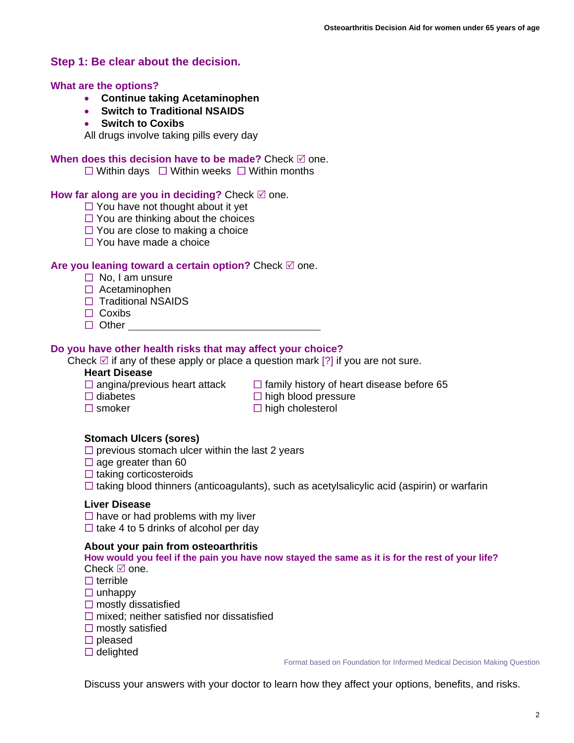## Step 1: Be clear about the decision.

### What are the options?

- **Continue taking Acetaminophen**
- **Switch to Traditional NSAIDS**
- **Switch to Coxibs**

All drugs involve taking pills every day

**When does this decision have to be made?** Check ☑ one.

☐ Within days ☐ Within weeks ☐ Within months

**How far along are you in deciding?** Check ☑ one.

☐ You have not thought about it yet
☐ You are thinking about the choices
☐ You are close to making a choice
☐ You have made a choice

**Are you leaning toward a certain option?** Check ☑ one.

☐ No, I am unsure
☐ Acetaminophen
☐ Traditional NSAIDS
☐ Coxibs
☐ Other ______________________________

**Do you have other health risks that may affect your choice?**

Check ☑ if any of these apply or place a question mark [?] if you are not sure.

**Heart Disease**

☐ angina/previous heart attack
☐ diabetes
☐ smoker
☐ family history of heart disease before 65
☐ high blood pressure
☐ high cholesterol

**Stomach Ulcers (sores)**

☐ previous stomach ulcer within the last 2 years
☐ age greater than 60
☐ taking corticosteroids
☐ taking blood thinners (anticoagulants), such as acetylsalicylic acid (aspirin) or warfarin

**Liver Disease**

☐ have or had problems with my liver
☐ take 4 to 5 drinks of alcohol per day

**About your pain from osteoarthritis**

**How would you feel if the pain you have now stayed the same as it is for the rest of your life?**

Check ☑ one.

☐ terrible
☐ unhappy
☐ mostly dissatisfied
☐ mixed; neither satisfied nor dissatisfied
☐ mostly satisfied
☐ pleased
☐ delighted

Format based on Foundation for Informed Medical Decision Making Question

Discuss your answers with your doctor to learn how they affect your options, benefits, and risks.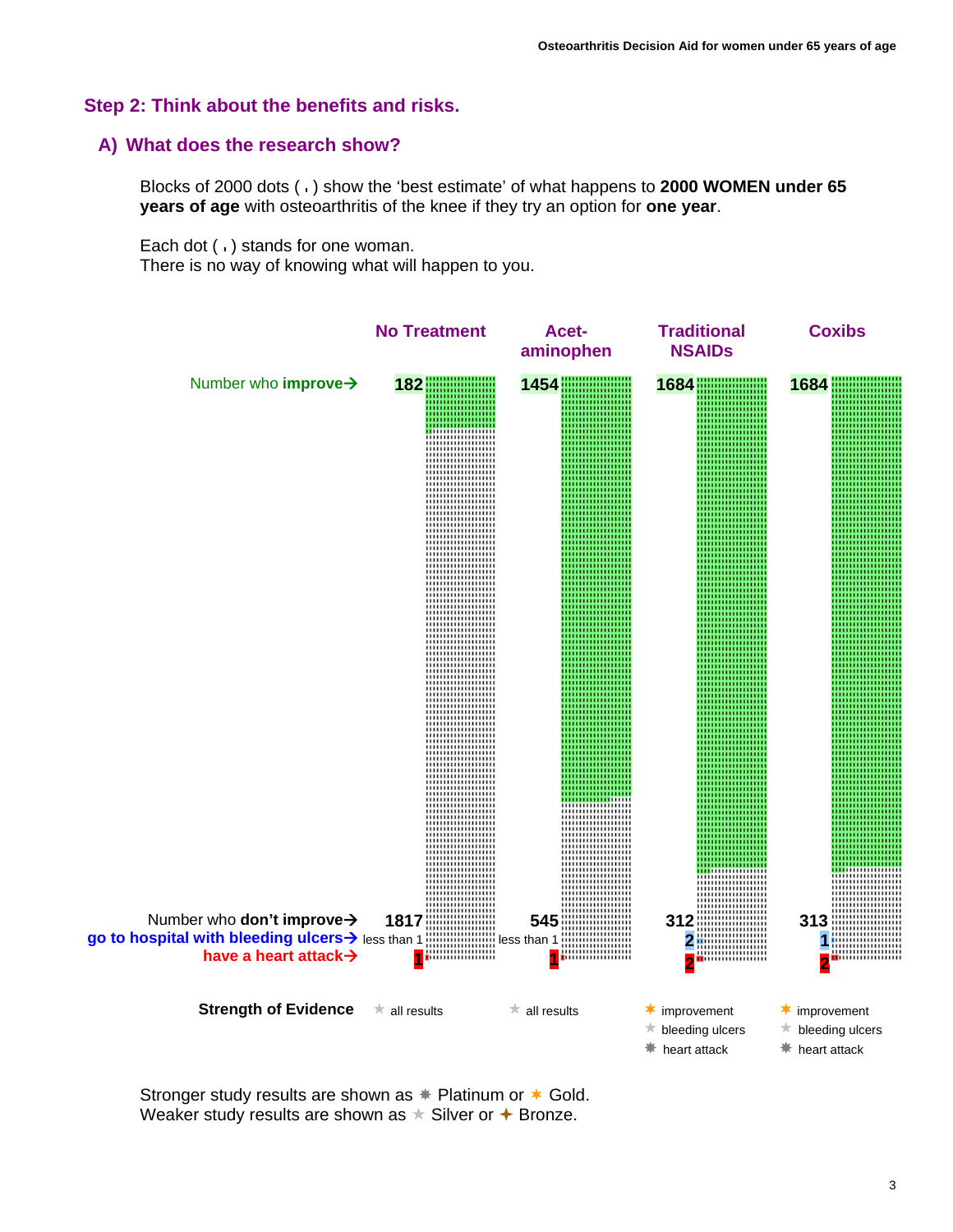## Step 2: Think about the benefits and risks.

### A) What does the research show?

Blocks of 2000 dots ( ˌ ) show the 'best estimate' of what happens to **2000 WOMEN under 65 years of age** with osteoarthritis of the knee if they try an option for **one year**.

Each dot ( ˌ ) stands for one woman.
There is no way of knowing what will happen to you.

| | No Treatment | Acetaminophen | Traditional NSAIDs | Coxibs |
|---|---|---|---|---|
| Number who **improve** | 182 | 1454 | 1684 | 1684 |
| Number who **don't improve** | 1817 | 545 | 312 | 313 |
| **go to hospital with bleeding ulcers** | less than 1 | less than 1 | 2 | 1 |
| **have a heart attack** | 1 | 1 | 2 | 2 |
| **Strength of Evidence** | ★ all results | ★ all results | ✶ improvement; ★ bleeding ulcers; ✷ heart attack | ✶ improvement; ★ bleeding ulcers; ✷ heart attack |

Stronger study results are shown as ✷ Platinum or ✶ Gold.
Weaker study results are shown as ★ Silver or ✦ Bronze.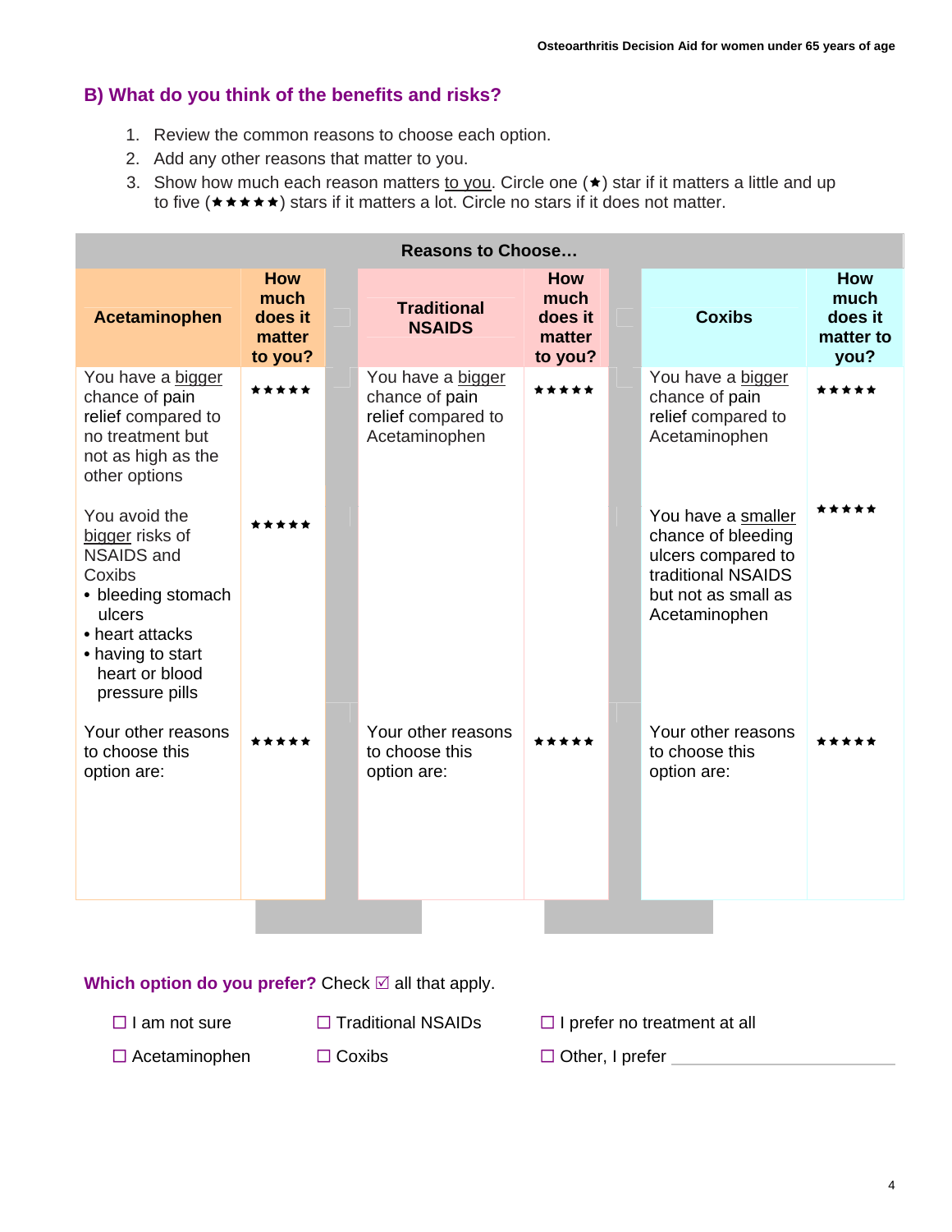## B) What do you think of the benefits and risks?

1. Review the common reasons to choose each option.
2. Add any other reasons that matter to you.
3. Show how much each reason matters to you. Circle one (★) star if it matters a little and up to five (★★★★★) stars if it matters a lot. Circle no stars if it does not matter.

| Reasons to Choose… | | | | | |
|---|---|---|---|---|---|
| **Acetaminophen** | **How much does it matter to you?** | **Traditional NSAIDS** | **How much does it matter to you?** | **Coxibs** | **How much does it matter to you?** |
| You have a bigger chance of pain relief compared to no treatment but not as high as the other options | ★★★★★ | You have a bigger chance of pain relief compared to Acetaminophen | ★★★★★ | You have a bigger chance of pain relief compared to Acetaminophen | ★★★★★ |
| You avoid the bigger risks of NSAIDS and Coxibs<br>• bleeding stomach ulcers<br>• heart attacks<br>• having to start heart or blood pressure pills | ★★★★★ | | | You have a smaller chance of bleeding ulcers compared to traditional NSAIDS but not as small as Acetaminophen | ★★★★★ |
| Your other reasons to choose this option are: | ★★★★★ | Your other reasons to choose this option are: | ★★★★★ | Your other reasons to choose this option are: | ★★★★★ |

**Which option do you prefer?** Check ☑ all that apply.

☐ I am not sure

☐ Acetaminophen

☐ Traditional NSAIDs

☐ Coxibs

☐ I prefer no treatment at all

☐ Other, I prefer ____________________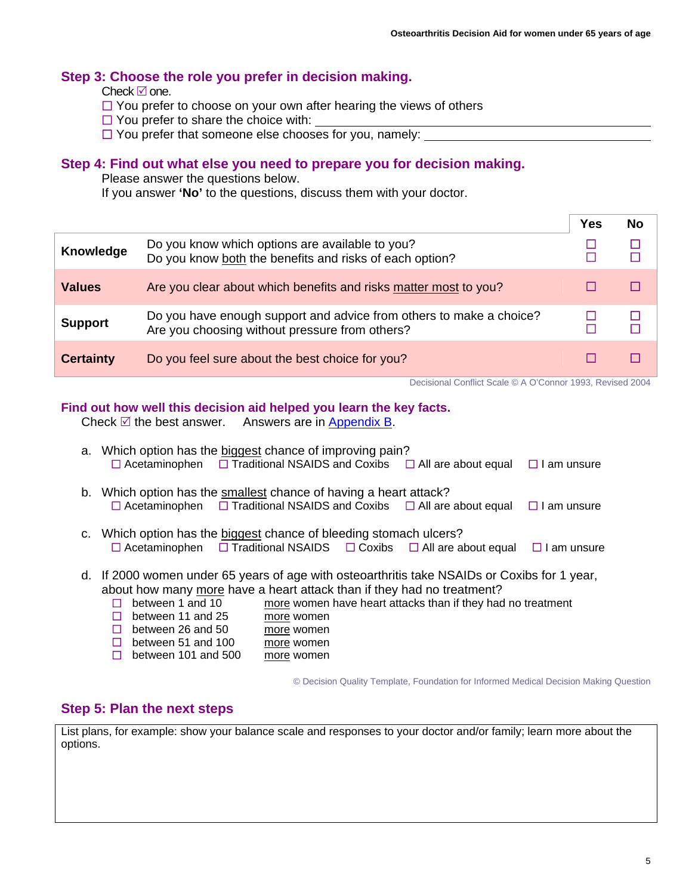## Step 3: Choose the role you prefer in decision making.

Check ☑ one.

- ☐ You prefer to choose on your own after hearing the views of others
- ☐ You prefer to share the choice with: ______________________________
- ☐ You prefer that someone else chooses for you, namely: ______________________________

## Step 4: Find out what else you need to prepare you for decision making.

Please answer the questions below.

If you answer **'No'** to the questions, discuss them with your doctor.

| | | Yes | No |
|---|---|---|---|
| **Knowledge** | Do you know which options are available to you?<br>Do you know both the benefits and risks of each option? | ☐<br>☐ | ☐<br>☐ |
| **Values** | Are you clear about which benefits and risks matter most to you? | ☐ | ☐ |
| **Support** | Do you have enough support and advice from others to make a choice?<br>Are you choosing without pressure from others? | ☐<br>☐ | ☐<br>☐ |
| **Certainty** | Do you feel sure about the best choice for you? | ☐ | ☐ |

Decisional Conflict Scale © A O'Connor 1993, Revised 2004

## Find out how well this decision aid helped you learn the key facts.

Check ☑ the best answer. Answers are in Appendix B.

a. Which option has the biggest chance of improving pain?
☐ Acetaminophen ☐ Traditional NSAIDS and Coxibs ☐ All are about equal ☐ I am unsure

b. Which option has the smallest chance of having a heart attack?
☐ Acetaminophen ☐ Traditional NSAIDS and Coxibs ☐ All are about equal ☐ I am unsure

c. Which option has the biggest chance of bleeding stomach ulcers?
☐ Acetaminophen ☐ Traditional NSAIDS ☐ Coxibs ☐ All are about equal ☐ I am unsure

d. If 2000 women under 65 years of age with osteoarthritis take NSAIDs or Coxibs for 1 year, about how many more have a heart attack than if they had no treatment?
- ☐ between 1 and 10 more women have heart attacks than if they had no treatment
- ☐ between 11 and 25 more women
- ☐ between 26 and 50 more women
- ☐ between 51 and 100 more women
- ☐ between 101 and 500 more women

© Decision Quality Template, Foundation for Informed Medical Decision Making Question

## Step 5: Plan the next steps

List plans, for example: show your balance scale and responses to your doctor and/or family; learn more about the options.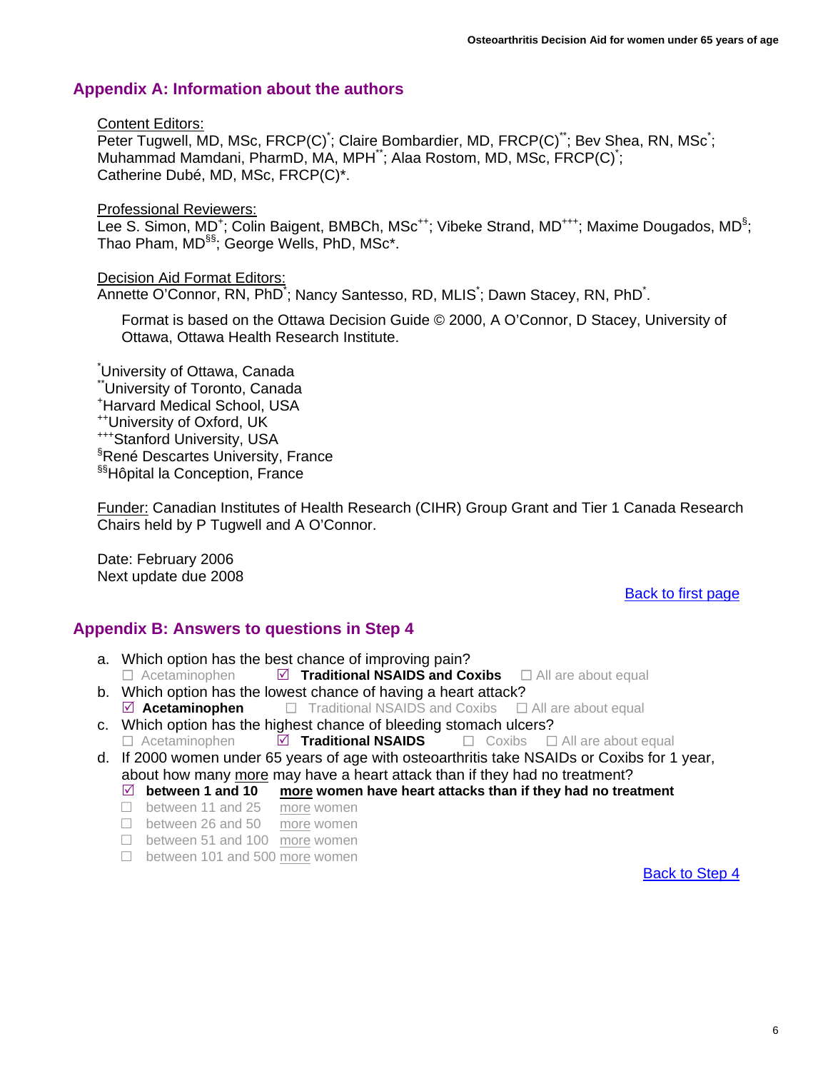## Appendix A: Information about the authors

Content Editors:
Peter Tugwell, MD, MSc, FRCP(C)[*]; Claire Bombardier, MD, FRCP(C)[**]; Bev Shea, RN, MSc[*]; Muhammad Mamdani, PharmD, MA, MPH[**]; Alaa Rostom, MD, MSc, FRCP(C)[*]; Catherine Dubé, MD, MSc, FRCP(C)*.

Professional Reviewers:
Lee S. Simon, MD[+]; Colin Baigent, BMBCh, MSc[++]; Vibeke Strand, MD[+++]; Maxime Dougados, MD[§]; Thao Pham, MD[§§]; George Wells, PhD, MSc*.

Decision Aid Format Editors:
Annette O'Connor, RN, PhD[*]; Nancy Santesso, RD, MLIS[*]; Dawn Stacey, RN, PhD[*].

Format is based on the Ottawa Decision Guide © 2000, A O'Connor, D Stacey, University of Ottawa, Ottawa Health Research Institute.

[*]University of Ottawa, Canada
[**]University of Toronto, Canada
[+]Harvard Medical School, USA
[++]University of Oxford, UK
[+++]Stanford University, USA
[§]René Descartes University, France
[§§]Hôpital la Conception, France

Funder: Canadian Institutes of Health Research (CIHR) Group Grant and Tier 1 Canada Research Chairs held by P Tugwell and A O'Connor.

Date: February 2006
Next update due 2008

Back to first page

## Appendix B: Answers to questions in Step 4

a. Which option has the best chance of improving pain?
   ☐ Acetaminophen ☑ **Traditional NSAIDS and Coxibs** ☐ All are about equal
b. Which option has the lowest chance of having a heart attack?
   ☑ **Acetaminophen** ☐ Traditional NSAIDS and Coxibs ☐ All are about equal
c. Which option has the highest chance of bleeding stomach ulcers?
   ☐ Acetaminophen ☑ **Traditional NSAIDS** ☐ Coxibs ☐ All are about equal
d. If 2000 women under 65 years of age with osteoarthritis take NSAIDs or Coxibs for 1 year, about how many more may have a heart attack than if they had no treatment?
   - ☑ **between 1 and 10 more women have heart attacks than if they had no treatment**
   - ☐ between 11 and 25 more women
   - ☐ between 26 and 50 more women
   - ☐ between 51 and 100 more women
   - ☐ between 101 and 500 more women

Back to Step 4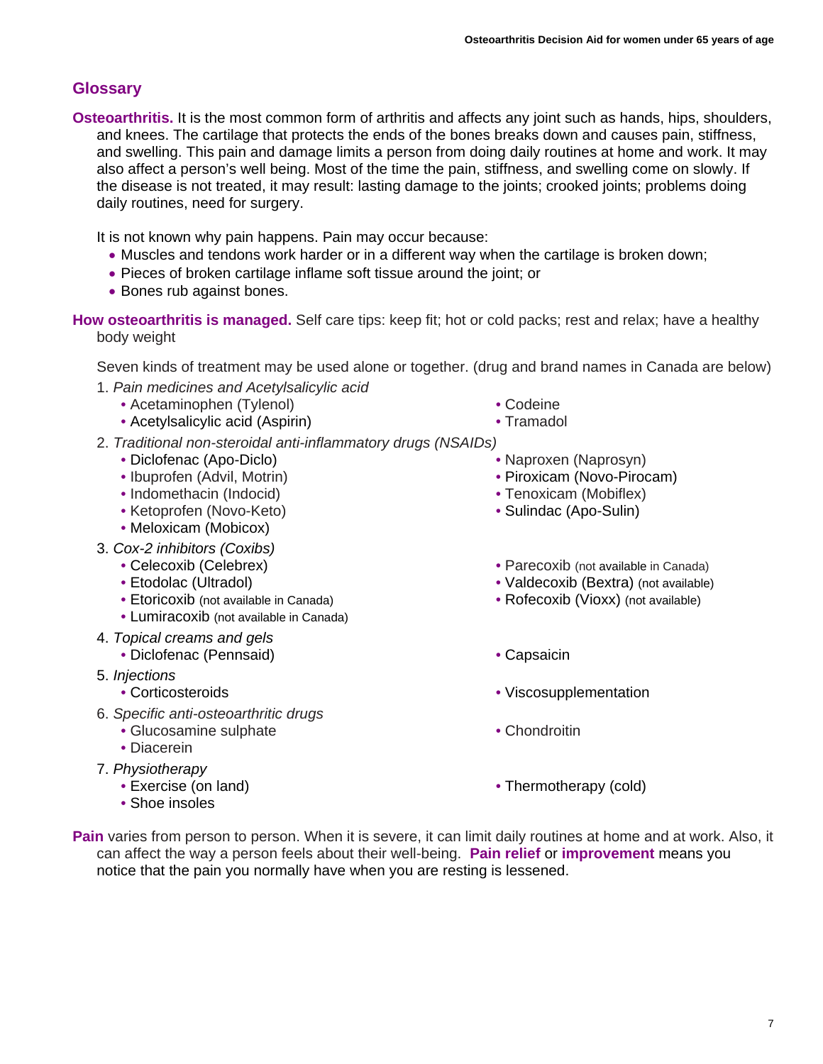## Glossary

**Osteoarthritis.** It is the most common form of arthritis and affects any joint such as hands, hips, shoulders, and knees. The cartilage that protects the ends of the bones breaks down and causes pain, stiffness, and swelling. This pain and damage limits a person from doing daily routines at home and work. It may also affect a person's well being. Most of the time the pain, stiffness, and swelling come on slowly. If the disease is not treated, it may result: lasting damage to the joints; crooked joints; problems doing daily routines, need for surgery.

It is not known why pain happens. Pain may occur because:

- Muscles and tendons work harder or in a different way when the cartilage is broken down;
- Pieces of broken cartilage inflame soft tissue around the joint; or
- Bones rub against bones.

**How osteoarthritis is managed.** Self care tips: keep fit; hot or cold packs; rest and relax; have a healthy body weight

Seven kinds of treatment may be used alone or together. (drug and brand names in Canada are below)

1. *Pain medicines and Acetylsalicylic acid*
   - Acetaminophen (Tylenol)
   - Acetylsalicylic acid (Aspirin)
   - Codeine
   - Tramadol
2. *Traditional non-steroidal anti-inflammatory drugs (NSAIDs)*
   - Diclofenac (Apo-Diclo)
   - Ibuprofen (Advil, Motrin)
   - Indomethacin (Indocid)
   - Ketoprofen (Novo-Keto)
   - Meloxicam (Mobicox)
   - Naproxen (Naprosyn)
   - Piroxicam (Novo-Pirocam)
   - Tenoxicam (Mobiflex)
   - Sulindac (Apo-Sulin)
3. *Cox-2 inhibitors (Coxibs)*
   - Celecoxib (Celebrex)
   - Etodolac (Ultradol)
   - Etoricoxib (not available in Canada)
   - Lumiracoxib (not available in Canada)
   - Parecoxib (not available in Canada)
   - Valdecoxib (Bextra) (not available)
   - Rofecoxib (Vioxx) (not available)
4. *Topical creams and gels*
   - Diclofenac (Pennsaid)
   - Capsaicin
5. *Injections*
   - Corticosteroids
   - Viscosupplementation
6. *Specific anti-osteoarthritic drugs*
   - Glucosamine sulphate
   - Diacerein
   - Chondroitin
7. *Physiotherapy*
   - Exercise (on land)
   - Shoe insoles
   - Thermotherapy (cold)

**Pain** varies from person to person. When it is severe, it can limit daily routines at home and at work. Also, it can affect the way a person feels about their well-being. **Pain relief** or **improvement** means you notice that the pain you normally have when you are resting is lessened.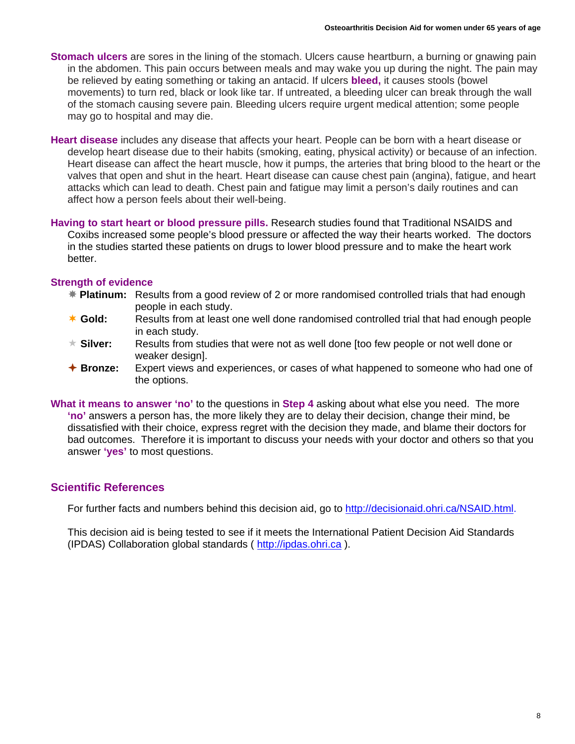**Stomach ulcers** are sores in the lining of the stomach. Ulcers cause heartburn, a burning or gnawing pain in the abdomen. This pain occurs between meals and may wake you up during the night. The pain may be relieved by eating something or taking an antacid. If ulcers **bleed,** it causes stools (bowel movements) to turn red, black or look like tar. If untreated, a bleeding ulcer can break through the wall of the stomach causing severe pain. Bleeding ulcers require urgent medical attention; some people may go to hospital and may die.

**Heart disease** includes any disease that affects your heart. People can be born with a heart disease or develop heart disease due to their habits (smoking, eating, physical activity) or because of an infection. Heart disease can affect the heart muscle, how it pumps, the arteries that bring blood to the heart or the valves that open and shut in the heart. Heart disease can cause chest pain (angina), fatigue, and heart attacks which can lead to death. Chest pain and fatigue may limit a person's daily routines and can affect how a person feels about their well-being.

**Having to start heart or blood pressure pills.** Research studies found that Traditional NSAIDS and Coxibs increased some people's blood pressure or affected the way their hearts worked. The doctors in the studies started these patients on drugs to lower blood pressure and to make the heart work better.

**Strength of evidence**

- ✸ **Platinum:** Results from a good review of 2 or more randomised controlled trials that had enough people in each study.
- ✶ **Gold:** Results from at least one well done randomised controlled trial that had enough people in each study.
- ★ **Silver:** Results from studies that were not as well done [too few people or not well done or weaker design].
- ✦ **Bronze:** Expert views and experiences, or cases of what happened to someone who had one of the options.

**What it means to answer 'no'** to the questions in **Step 4** asking about what else you need. The more **'no'** answers a person has, the more likely they are to delay their decision, change their mind, be dissatisfied with their choice, express regret with the decision they made, and blame their doctors for bad outcomes. Therefore it is important to discuss your needs with your doctor and others so that you answer **'yes'** to most questions.

## Scientific References

For further facts and numbers behind this decision aid, go to http://decisionaid.ohri.ca/NSAID.html.

This decision aid is being tested to see if it meets the International Patient Decision Aid Standards (IPDAS) Collaboration global standards ( http://ipdas.ohri.ca ).